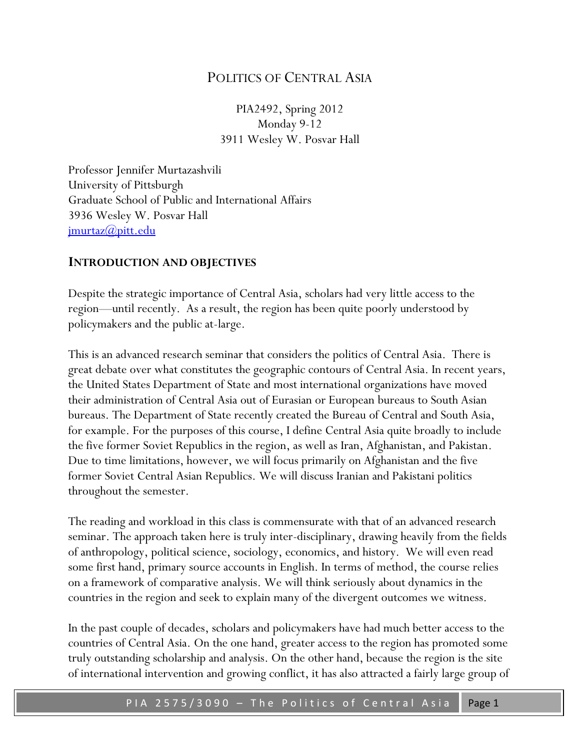# Politics of Central Asia

PIA2492, Spring 2012
Monday 9-12
3911 Wesley W. Posvar Hall

Professor Jennifer Murtazashvili
University of Pittsburgh
Graduate School of Public and International Affairs
3936 Wesley W. Posvar Hall
jmurtaz@pitt.edu

## Introduction and Objectives

Despite the strategic importance of Central Asia, scholars had very little access to the region—until recently. As a result, the region has been quite poorly understood by policymakers and the public at-large.

This is an advanced research seminar that considers the politics of Central Asia. There is great debate over what constitutes the geographic contours of Central Asia. In recent years, the United States Department of State and most international organizations have moved their administration of Central Asia out of Eurasian or European bureaus to South Asian bureaus. The Department of State recently created the Bureau of Central and South Asia, for example. For the purposes of this course, I define Central Asia quite broadly to include the five former Soviet Republics in the region, as well as Iran, Afghanistan, and Pakistan. Due to time limitations, however, we will focus primarily on Afghanistan and the five former Soviet Central Asian Republics. We will discuss Iranian and Pakistani politics throughout the semester.

The reading and workload in this class is commensurate with that of an advanced research seminar. The approach taken here is truly inter-disciplinary, drawing heavily from the fields of anthropology, political science, sociology, economics, and history. We will even read some first hand, primary source accounts in English. In terms of method, the course relies on a framework of comparative analysis. We will think seriously about dynamics in the countries in the region and seek to explain many of the divergent outcomes we witness.

In the past couple of decades, scholars and policymakers have had much better access to the countries of Central Asia. On the one hand, greater access to the region has promoted some truly outstanding scholarship and analysis. On the other hand, because the region is the site of international intervention and growing conflict, it has also attracted a fairly large group of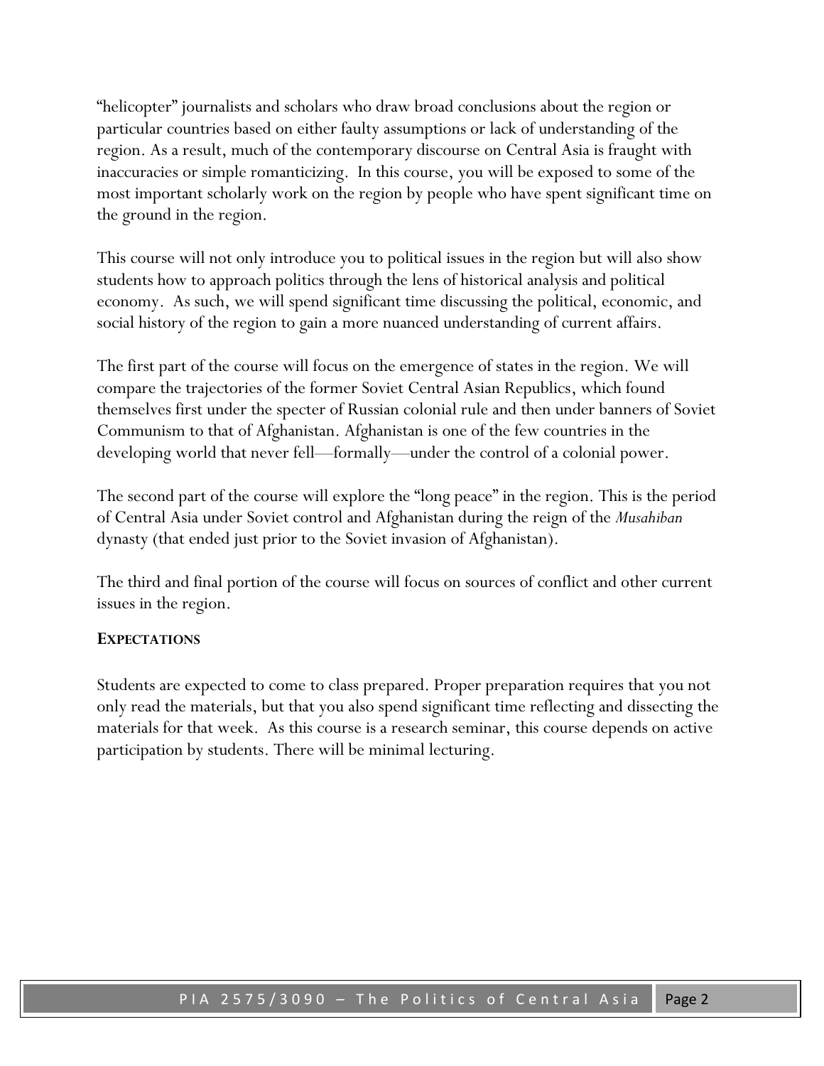"helicopter" journalists and scholars who draw broad conclusions about the region or particular countries based on either faulty assumptions or lack of understanding of the region. As a result, much of the contemporary discourse on Central Asia is fraught with inaccuracies or simple romanticizing. In this course, you will be exposed to some of the most important scholarly work on the region by people who have spent significant time on the ground in the region.

This course will not only introduce you to political issues in the region but will also show students how to approach politics through the lens of historical analysis and political economy. As such, we will spend significant time discussing the political, economic, and social history of the region to gain a more nuanced understanding of current affairs.

The first part of the course will focus on the emergence of states in the region. We will compare the trajectories of the former Soviet Central Asian Republics, which found themselves first under the specter of Russian colonial rule and then under banners of Soviet Communism to that of Afghanistan. Afghanistan is one of the few countries in the developing world that never fell—formally—under the control of a colonial power.

The second part of the course will explore the "long peace" in the region. This is the period of Central Asia under Soviet control and Afghanistan during the reign of the *Musahiban* dynasty (that ended just prior to the Soviet invasion of Afghanistan).

The third and final portion of the course will focus on sources of conflict and other current issues in the region.

**EXPECTATIONS**

Students are expected to come to class prepared. Proper preparation requires that you not only read the materials, but that you also spend significant time reflecting and dissecting the materials for that week. As this course is a research seminar, this course depends on active participation by students. There will be minimal lecturing.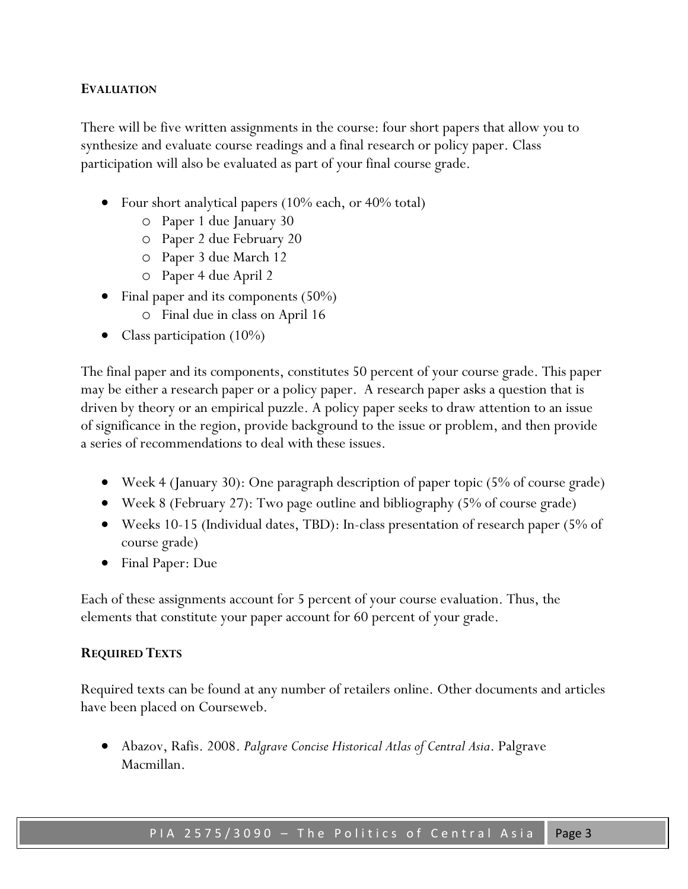## EVALUATION

There will be five written assignments in the course: four short papers that allow you to synthesize and evaluate course readings and a final research or policy paper. Class participation will also be evaluated as part of your final course grade.

- Four short analytical papers (10% each, or 40% total)
  - Paper 1 due January 30
  - Paper 2 due February 20
  - Paper 3 due March 12
  - Paper 4 due April 2
- Final paper and its components (50%)
  - Final due in class on April 16
- Class participation (10%)

The final paper and its components, constitutes 50 percent of your course grade. This paper may be either a research paper or a policy paper. A research paper asks a question that is driven by theory or an empirical puzzle. A policy paper seeks to draw attention to an issue of significance in the region, provide background to the issue or problem, and then provide a series of recommendations to deal with these issues.

- Week 4 (January 30): One paragraph description of paper topic (5% of course grade)
- Week 8 (February 27): Two page outline and bibliography (5% of course grade)
- Weeks 10-15 (Individual dates, TBD): In-class presentation of research paper (5% of course grade)
- Final Paper: Due

Each of these assignments account for 5 percent of your course evaluation. Thus, the elements that constitute your paper account for 60 percent of your grade.

## REQUIRED TEXTS

Required texts can be found at any number of retailers online. Other documents and articles have been placed on Courseweb.

- Abazov, Rafis. 2008. *Palgrave Concise Historical Atlas of Central Asia*. Palgrave Macmillan.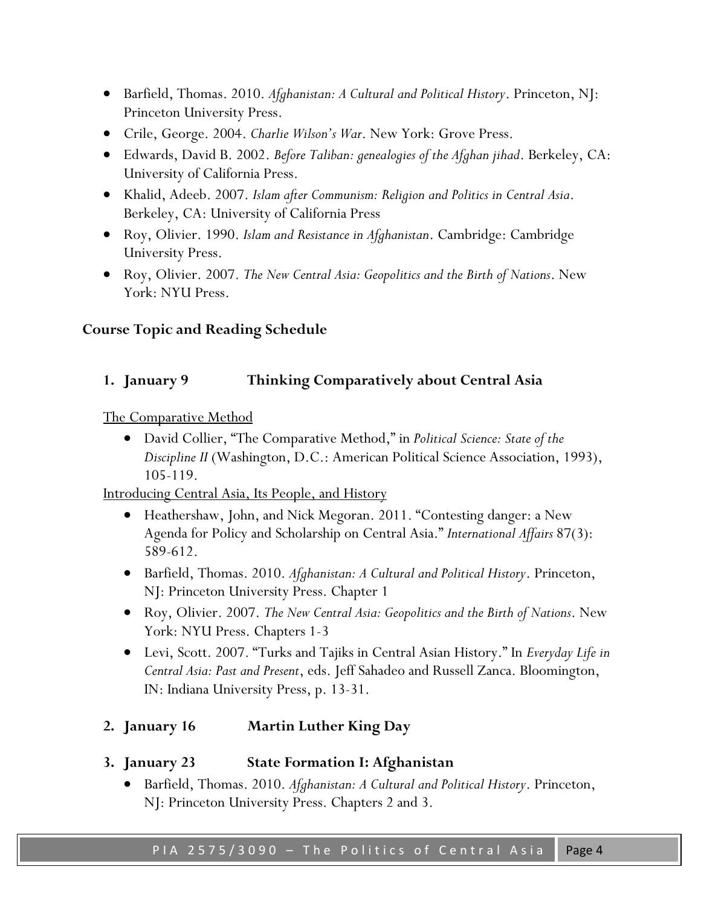- Barfield, Thomas. 2010. *Afghanistan: A Cultural and Political History*. Princeton, NJ: Princeton University Press.
- Crile, George. 2004. *Charlie Wilson's War*. New York: Grove Press.
- Edwards, David B. 2002. *Before Taliban: genealogies of the Afghan jihad*. Berkeley, CA: University of California Press.
- Khalid, Adeeb. 2007. *Islam after Communism: Religion and Politics in Central Asia*. Berkeley, CA: University of California Press
- Roy, Olivier. 1990. *Islam and Resistance in Afghanistan*. Cambridge: Cambridge University Press.
- Roy, Olivier. 2007. *The New Central Asia: Geopolitics and the Birth of Nations*. New York: NYU Press.

## Course Topic and Reading Schedule

### 1. January 9 Thinking Comparatively about Central Asia

The Comparative Method

- David Collier, "The Comparative Method," in *Political Science: State of the Discipline II* (Washington, D.C.: American Political Science Association, 1993), 105-119.

Introducing Central Asia, Its People, and History

- Heathershaw, John, and Nick Megoran. 2011. "Contesting danger: a New Agenda for Policy and Scholarship on Central Asia." *International Affairs* 87(3): 589-612.
- Barfield, Thomas. 2010. *Afghanistan: A Cultural and Political History*. Princeton, NJ: Princeton University Press. Chapter 1
- Roy, Olivier. 2007. *The New Central Asia: Geopolitics and the Birth of Nations*. New York: NYU Press. Chapters 1-3
- Levi, Scott. 2007. "Turks and Tajiks in Central Asian History." In *Everyday Life in Central Asia: Past and Present*, eds. Jeff Sahadeo and Russell Zanca. Bloomington, IN: Indiana University Press, p. 13-31.

### 2. January 16 Martin Luther King Day

### 3. January 23 State Formation I: Afghanistan

- Barfield, Thomas. 2010. *Afghanistan: A Cultural and Political History*. Princeton, NJ: Princeton University Press. Chapters 2 and 3.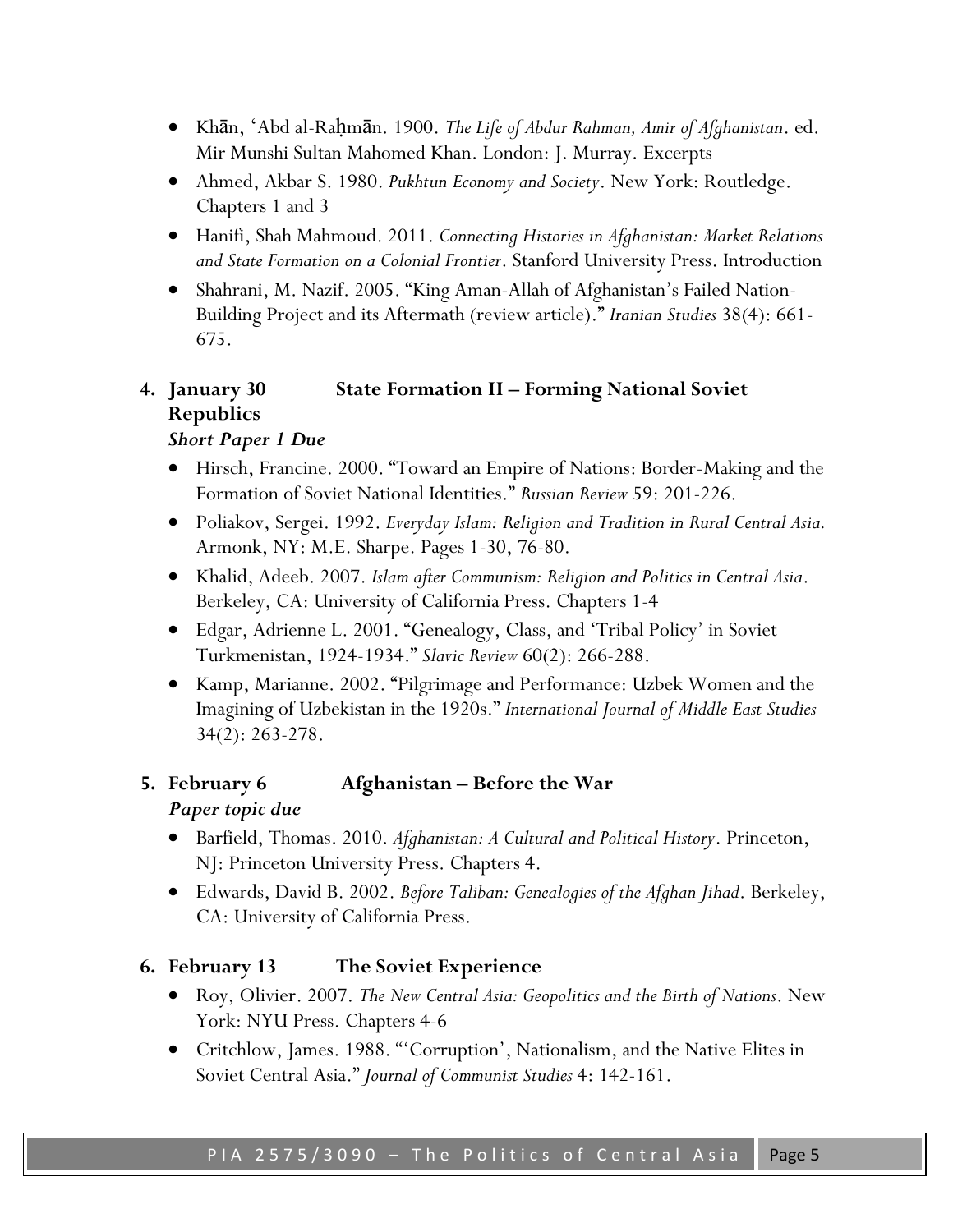- Khān, 'Abd al-Raḥmān. 1900. *The Life of Abdur Rahman, Amir of Afghanistan*. ed. Mir Munshi Sultan Mahomed Khan. London: J. Murray. Excerpts
- Ahmed, Akbar S. 1980. *Pukhtun Economy and Society*. New York: Routledge. Chapters 1 and 3
- Hanifi, Shah Mahmoud. 2011. *Connecting Histories in Afghanistan: Market Relations and State Formation on a Colonial Frontier*. Stanford University Press. Introduction
- Shahrani, M. Nazif. 2005. "King Aman-Allah of Afghanistan's Failed Nation-Building Project and its Aftermath (review article)." *Iranian Studies* 38(4): 661-675.

**4. January 30 State Formation II – Forming National Soviet Republics**

***Short Paper 1 Due***

- Hirsch, Francine. 2000. "Toward an Empire of Nations: Border-Making and the Formation of Soviet National Identities." *Russian Review* 59: 201-226.
- Poliakov, Sergei. 1992. *Everyday Islam: Religion and Tradition in Rural Central Asia.* Armonk, NY: M.E. Sharpe. Pages 1-30, 76-80.
- Khalid, Adeeb. 2007. *Islam after Communism: Religion and Politics in Central Asia*. Berkeley, CA: University of California Press. Chapters 1-4
- Edgar, Adrienne L. 2001. "Genealogy, Class, and 'Tribal Policy' in Soviet Turkmenistan, 1924-1934." *Slavic Review* 60(2): 266-288.
- Kamp, Marianne. 2002. "Pilgrimage and Performance: Uzbek Women and the Imagining of Uzbekistan in the 1920s." *International Journal of Middle East Studies* 34(2): 263-278.

**5. February 6 Afghanistan – Before the War**

***Paper topic due***

- Barfield, Thomas. 2010. *Afghanistan: A Cultural and Political History*. Princeton, NJ: Princeton University Press. Chapters 4.
- Edwards, David B. 2002. *Before Taliban: Genealogies of the Afghan Jihad*. Berkeley, CA: University of California Press.

**6. February 13 The Soviet Experience**

- Roy, Olivier. 2007. *The New Central Asia: Geopolitics and the Birth of Nations*. New York: NYU Press. Chapters 4-6
- Critchlow, James. 1988. "'Corruption', Nationalism, and the Native Elites in Soviet Central Asia." *Journal of Communist Studies* 4: 142-161.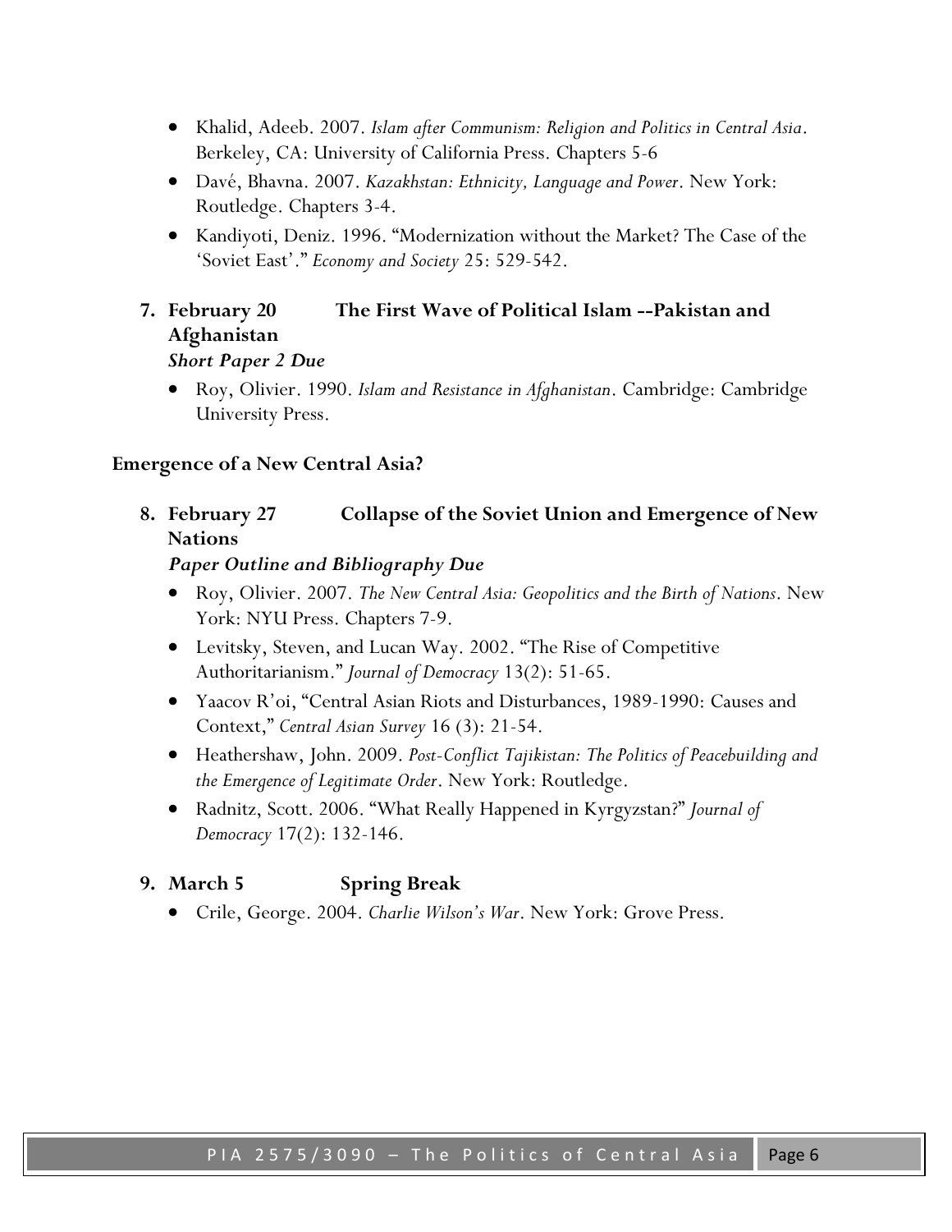- Khalid, Adeeb. 2007. *Islam after Communism: Religion and Politics in Central Asia*. Berkeley, CA: University of California Press. Chapters 5-6
- Davé, Bhavna. 2007. *Kazakhstan: Ethnicity, Language and Power*. New York: Routledge. Chapters 3-4.
- Kandiyoti, Deniz. 1996. "Modernization without the Market? The Case of the 'Soviet East'." *Economy and Society* 25: 529-542.

**7. February 20 The First Wave of Political Islam --Pakistan and Afghanistan**

***Short Paper 2 Due***

- Roy, Olivier. 1990. *Islam and Resistance in Afghanistan*. Cambridge: Cambridge University Press.

## Emergence of a New Central Asia?

**8. February 27 Collapse of the Soviet Union and Emergence of New Nations**

***Paper Outline and Bibliography Due***

- Roy, Olivier. 2007. *The New Central Asia: Geopolitics and the Birth of Nations*. New York: NYU Press. Chapters 7-9.
- Levitsky, Steven, and Lucan Way. 2002. "The Rise of Competitive Authoritarianism." *Journal of Democracy* 13(2): 51-65.
- Yaacov R'oi, "Central Asian Riots and Disturbances, 1989-1990: Causes and Context," *Central Asian Survey* 16 (3): 21-54.
- Heathershaw, John. 2009. *Post-Conflict Tajikistan: The Politics of Peacebuilding and the Emergence of Legitimate Order*. New York: Routledge.
- Radnitz, Scott. 2006. "What Really Happened in Kyrgyzstan?" *Journal of Democracy* 17(2): 132-146.

**9. March 5 Spring Break**

- Crile, George. 2004. *Charlie Wilson's War*. New York: Grove Press.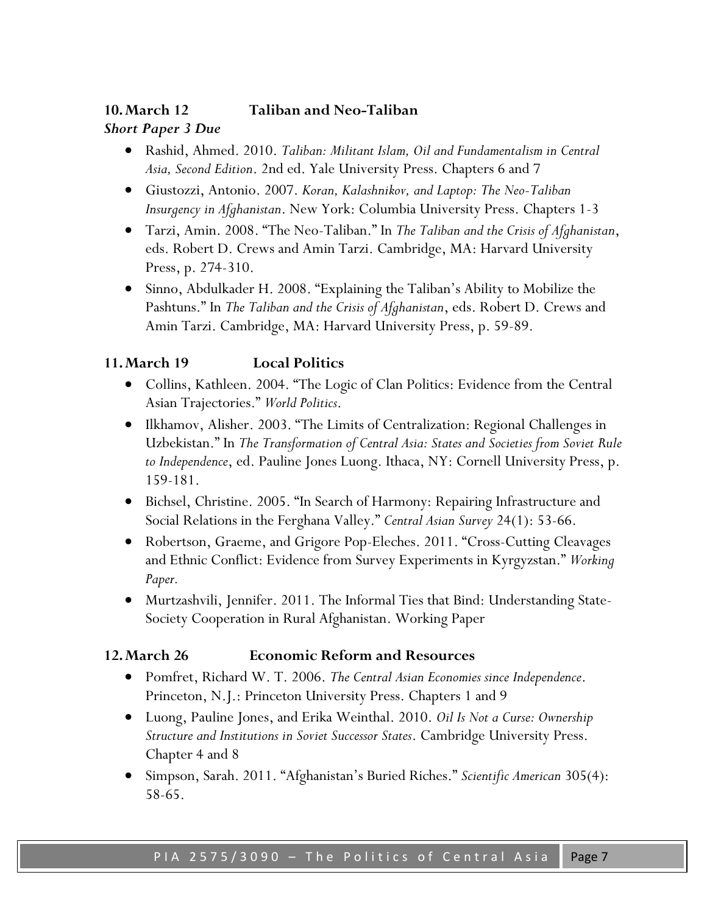### 10. March 12 Taliban and Neo-Taliban

***Short Paper 3 Due***

- Rashid, Ahmed. 2010. *Taliban: Militant Islam, Oil and Fundamentalism in Central Asia, Second Edition*. 2nd ed. Yale University Press. Chapters 6 and 7
- Giustozzi, Antonio. 2007. *Koran, Kalashnikov, and Laptop: The Neo-Taliban Insurgency in Afghanistan*. New York: Columbia University Press. Chapters 1-3
- Tarzi, Amin. 2008. "The Neo-Taliban." In *The Taliban and the Crisis of Afghanistan*, eds. Robert D. Crews and Amin Tarzi. Cambridge, MA: Harvard University Press, p. 274-310.
- Sinno, Abdulkader H. 2008. "Explaining the Taliban's Ability to Mobilize the Pashtuns." In *The Taliban and the Crisis of Afghanistan*, eds. Robert D. Crews and Amin Tarzi. Cambridge, MA: Harvard University Press, p. 59-89.

### 11. March 19 Local Politics

- Collins, Kathleen. 2004. "The Logic of Clan Politics: Evidence from the Central Asian Trajectories." *World Politics*.
- Ilkhamov, Alisher. 2003. "The Limits of Centralization: Regional Challenges in Uzbekistan." In *The Transformation of Central Asia: States and Societies from Soviet Rule to Independence*, ed. Pauline Jones Luong. Ithaca, NY: Cornell University Press, p. 159-181.
- Bichsel, Christine. 2005. "In Search of Harmony: Repairing Infrastructure and Social Relations in the Ferghana Valley." *Central Asian Survey* 24(1): 53-66.
- Robertson, Graeme, and Grigore Pop-Eleches. 2011. "Cross-Cutting Cleavages and Ethnic Conflict: Evidence from Survey Experiments in Kyrgyzstan." *Working Paper.*
- Murtzashvili, Jennifer. 2011. The Informal Ties that Bind: Understanding State-Society Cooperation in Rural Afghanistan. Working Paper

### 12. March 26 Economic Reform and Resources

- Pomfret, Richard W. T. 2006. *The Central Asian Economies since Independence*. Princeton, N.J.: Princeton University Press. Chapters 1 and 9
- Luong, Pauline Jones, and Erika Weinthal. 2010. *Oil Is Not a Curse: Ownership Structure and Institutions in Soviet Successor States*. Cambridge University Press. Chapter 4 and 8
- Simpson, Sarah. 2011. "Afghanistan's Buried Riches." *Scientific American* 305(4): 58-65.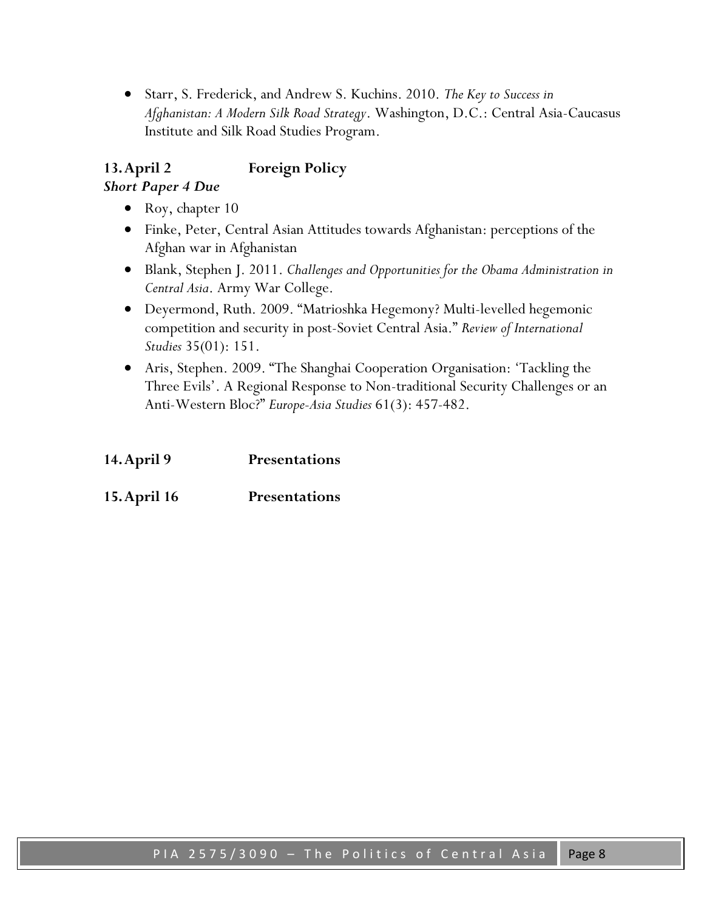- Starr, S. Frederick, and Andrew S. Kuchins. 2010. *The Key to Success in Afghanistan: A Modern Silk Road Strategy*. Washington, D.C.: Central Asia-Caucasus Institute and Silk Road Studies Program.

**13. April 2 Foreign Policy**

***Short Paper 4 Due***

- Roy, chapter 10
- Finke, Peter, Central Asian Attitudes towards Afghanistan: perceptions of the Afghan war in Afghanistan
- Blank, Stephen J. 2011. *Challenges and Opportunities for the Obama Administration in Central Asia*. Army War College.
- Deyermond, Ruth. 2009. "Matrioshka Hegemony? Multi-levelled hegemonic competition and security in post-Soviet Central Asia." *Review of International Studies* 35(01): 151.
- Aris, Stephen. 2009. "The Shanghai Cooperation Organisation: 'Tackling the Three Evils'. A Regional Response to Non-traditional Security Challenges or an Anti-Western Bloc?" *Europe-Asia Studies* 61(3): 457-482.

**14. April 9 Presentations**

**15. April 16 Presentations**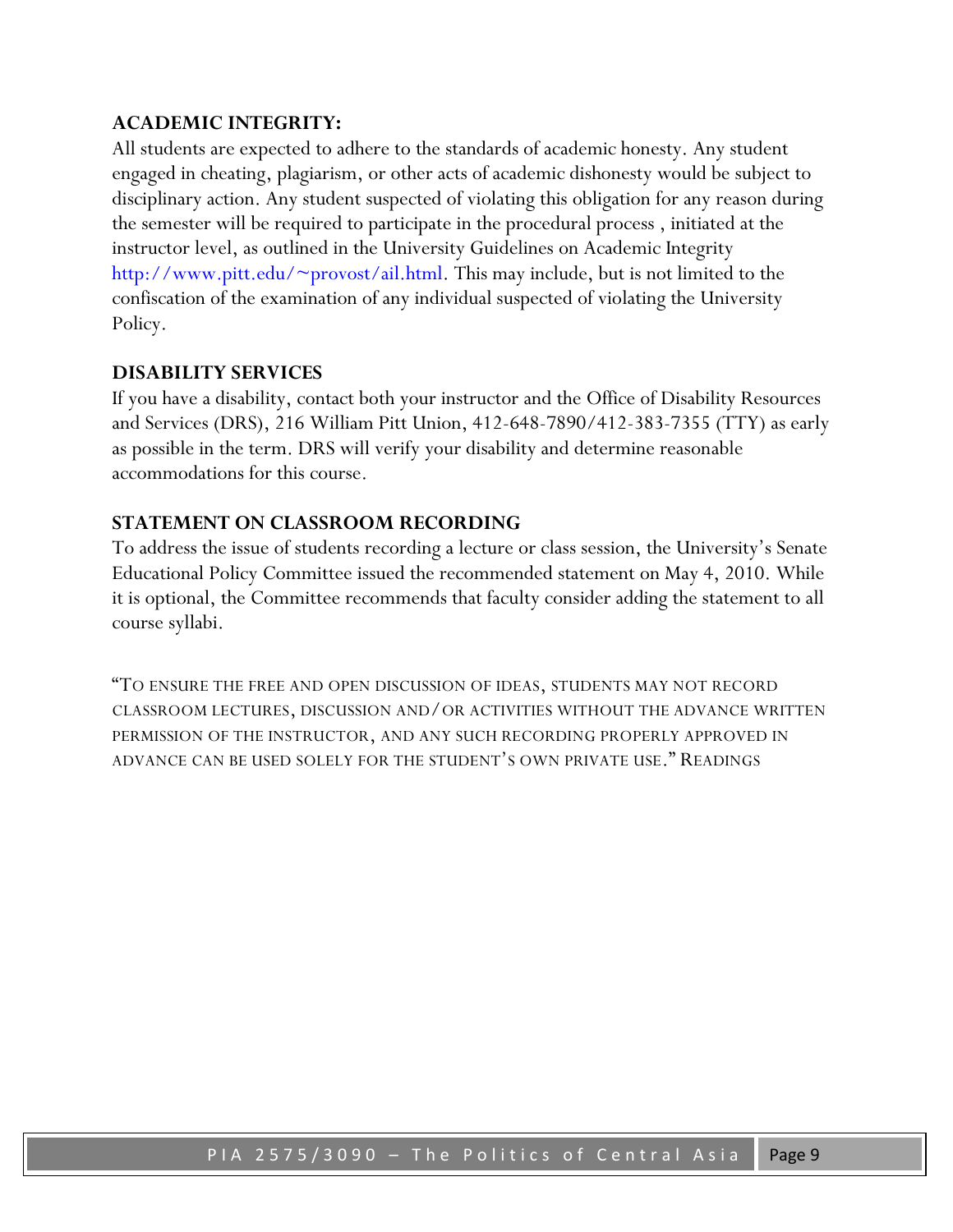**ACADEMIC INTEGRITY:**

All students are expected to adhere to the standards of academic honesty. Any student engaged in cheating, plagiarism, or other acts of academic dishonesty would be subject to disciplinary action. Any student suspected of violating this obligation for any reason during the semester will be required to participate in the procedural process , initiated at the instructor level, as outlined in the University Guidelines on Academic Integrity http://www.pitt.edu/~provost/ail.html. This may include, but is not limited to the confiscation of the examination of any individual suspected of violating the University Policy.

**DISABILITY SERVICES**

If you have a disability, contact both your instructor and the Office of Disability Resources and Services (DRS), 216 William Pitt Union, 412-648-7890/412-383-7355 (TTY) as early as possible in the term. DRS will verify your disability and determine reasonable accommodations for this course.

**STATEMENT ON CLASSROOM RECORDING**

To address the issue of students recording a lecture or class session, the University's Senate Educational Policy Committee issued the recommended statement on May 4, 2010. While it is optional, the Committee recommends that faculty consider adding the statement to all course syllabi.

"TO ENSURE THE FREE AND OPEN DISCUSSION OF IDEAS, STUDENTS MAY NOT RECORD CLASSROOM LECTURES, DISCUSSION AND/OR ACTIVITIES WITHOUT THE ADVANCE WRITTEN PERMISSION OF THE INSTRUCTOR, AND ANY SUCH RECORDING PROPERLY APPROVED IN ADVANCE CAN BE USED SOLELY FOR THE STUDENT'S OWN PRIVATE USE." READINGS